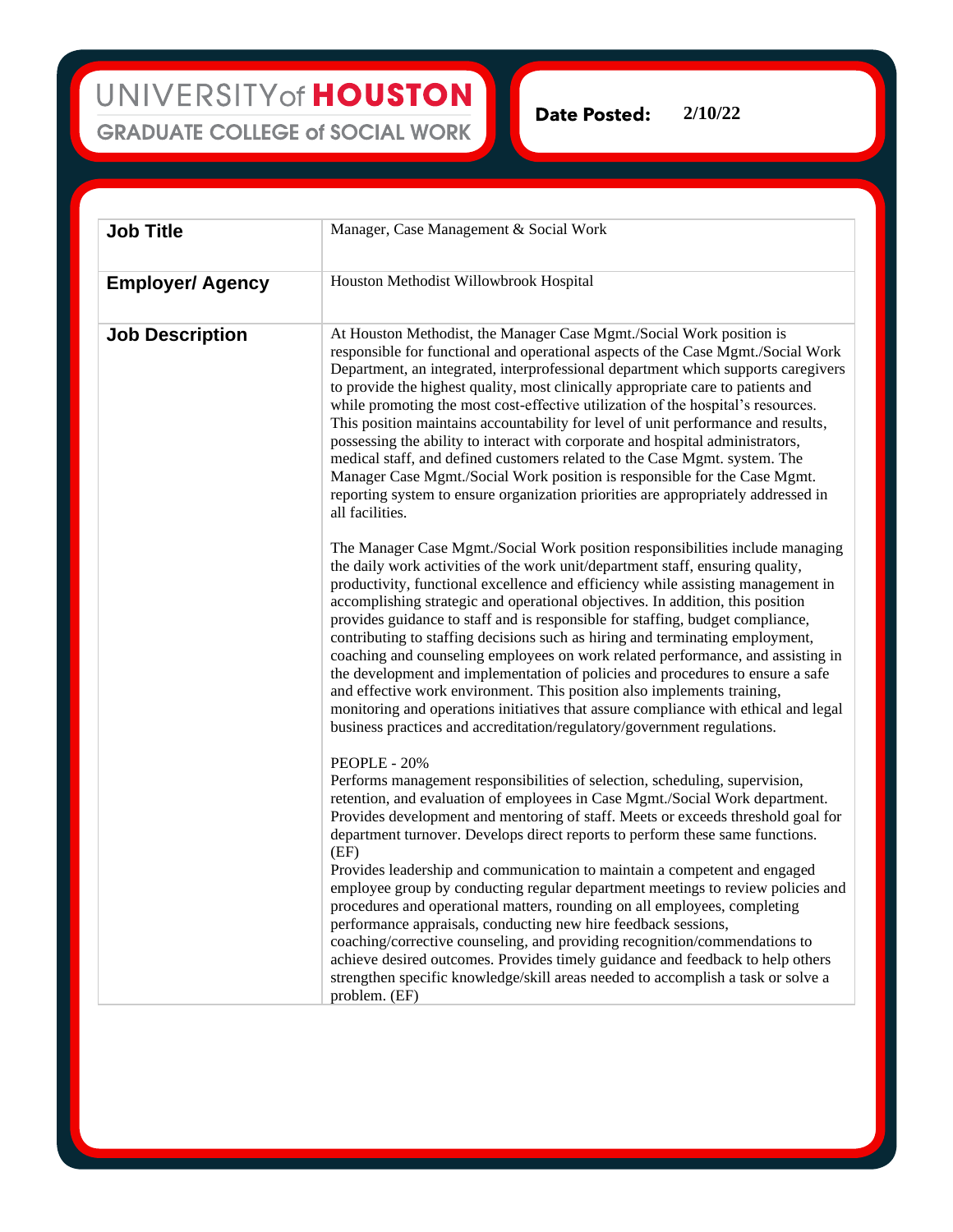UNIVERSITY of HOUSTON
GRADUATE COLLEGE of SOCIAL WORK

**Date Posted:** 2/10/22

| | |
|---|---|
| **Job Title** | Manager, Case Management & Social Work |
| **Employer/ Agency** | Houston Methodist Willowbrook Hospital |
| **Job Description** | At Houston Methodist, the Manager Case Mgmt./Social Work position is responsible for functional and operational aspects of the Case Mgmt./Social Work Department, an integrated, interprofessional department which supports caregivers to provide the highest quality, most clinically appropriate care to patients and while promoting the most cost-effective utilization of the hospital's resources. This position maintains accountability for level of unit performance and results, possessing the ability to interact with corporate and hospital administrators, medical staff, and defined customers related to the Case Mgmt. system. The Manager Case Mgmt./Social Work position is responsible for the Case Mgmt. reporting system to ensure organization priorities are appropriately addressed in all facilities.<br><br>The Manager Case Mgmt./Social Work position responsibilities include managing the daily work activities of the work unit/department staff, ensuring quality, productivity, functional excellence and efficiency while assisting management in accomplishing strategic and operational objectives. In addition, this position provides guidance to staff and is responsible for staffing, budget compliance, contributing to staffing decisions such as hiring and terminating employment, coaching and counseling employees on work related performance, and assisting in the development and implementation of policies and procedures to ensure a safe and effective work environment. This position also implements training, monitoring and operations initiatives that assure compliance with ethical and legal business practices and accreditation/regulatory/government regulations.<br><br>PEOPLE - 20%<br>Performs management responsibilities of selection, scheduling, supervision, retention, and evaluation of employees in Case Mgmt./Social Work department. Provides development and mentoring of staff. Meets or exceeds threshold goal for department turnover. Develops direct reports to perform these same functions. (EF)<br>Provides leadership and communication to maintain a competent and engaged employee group by conducting regular department meetings to review policies and procedures and operational matters, rounding on all employees, completing performance appraisals, conducting new hire feedback sessions, coaching/corrective counseling, and providing recognition/commendations to achieve desired outcomes. Provides timely guidance and feedback to help others strengthen specific knowledge/skill areas needed to accomplish a task or solve a problem. (EF) |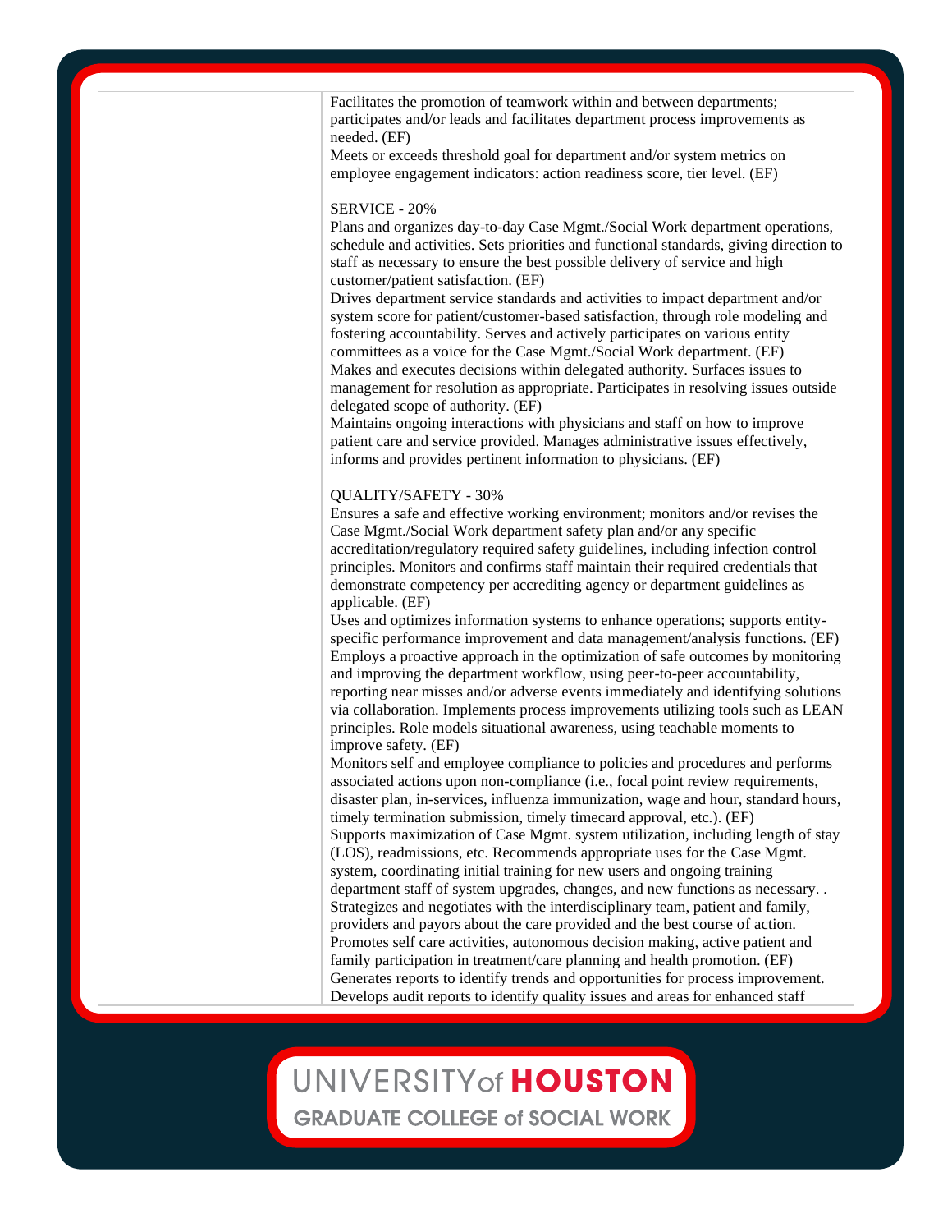| | |
|---|---|
| | Facilitates the promotion of teamwork within and between departments; participates and/or leads and facilitates department process improvements as needed. (EF)<br>Meets or exceeds threshold goal for department and/or system metrics on employee engagement indicators: action readiness score, tier level. (EF)<br><br>SERVICE - 20%<br>Plans and organizes day-to-day Case Mgmt./Social Work department operations, schedule and activities. Sets priorities and functional standards, giving direction to staff as necessary to ensure the best possible delivery of service and high customer/patient satisfaction. (EF)<br>Drives department service standards and activities to impact department and/or system score for patient/customer-based satisfaction, through role modeling and fostering accountability. Serves and actively participates on various entity committees as a voice for the Case Mgmt./Social Work department. (EF)<br>Makes and executes decisions within delegated authority. Surfaces issues to management for resolution as appropriate. Participates in resolving issues outside delegated scope of authority. (EF)<br>Maintains ongoing interactions with physicians and staff on how to improve patient care and service provided. Manages administrative issues effectively, informs and provides pertinent information to physicians. (EF)<br><br>QUALITY/SAFETY - 30%<br>Ensures a safe and effective working environment; monitors and/or revises the Case Mgmt./Social Work department safety plan and/or any specific accreditation/regulatory required safety guidelines, including infection control principles. Monitors and confirms staff maintain their required credentials that demonstrate competency per accrediting agency or department guidelines as applicable. (EF)<br>Uses and optimizes information systems to enhance operations; supports entity-specific performance improvement and data management/analysis functions. (EF)<br>Employs a proactive approach in the optimization of safe outcomes by monitoring and improving the department workflow, using peer-to-peer accountability, reporting near misses and/or adverse events immediately and identifying solutions via collaboration. Implements process improvements utilizing tools such as LEAN principles. Role models situational awareness, using teachable moments to improve safety. (EF)<br>Monitors self and employee compliance to policies and procedures and performs associated actions upon non-compliance (i.e., focal point review requirements, disaster plan, in-services, influenza immunization, wage and hour, standard hours, timely termination submission, timely timecard approval, etc.). (EF)<br>Supports maximization of Case Mgmt. system utilization, including length of stay (LOS), readmissions, etc. Recommends appropriate uses for the Case Mgmt. system, coordinating initial training for new users and ongoing training department staff of system upgrades, changes, and new functions as necessary. .<br>Strategizes and negotiates with the interdisciplinary team, patient and family, providers and payors about the care provided and the best course of action. Promotes self care activities, autonomous decision making, active patient and family participation in treatment/care planning and health promotion. (EF)<br>Generates reports to identify trends and opportunities for process improvement. Develops audit reports to identify quality issues and areas for enhanced staff |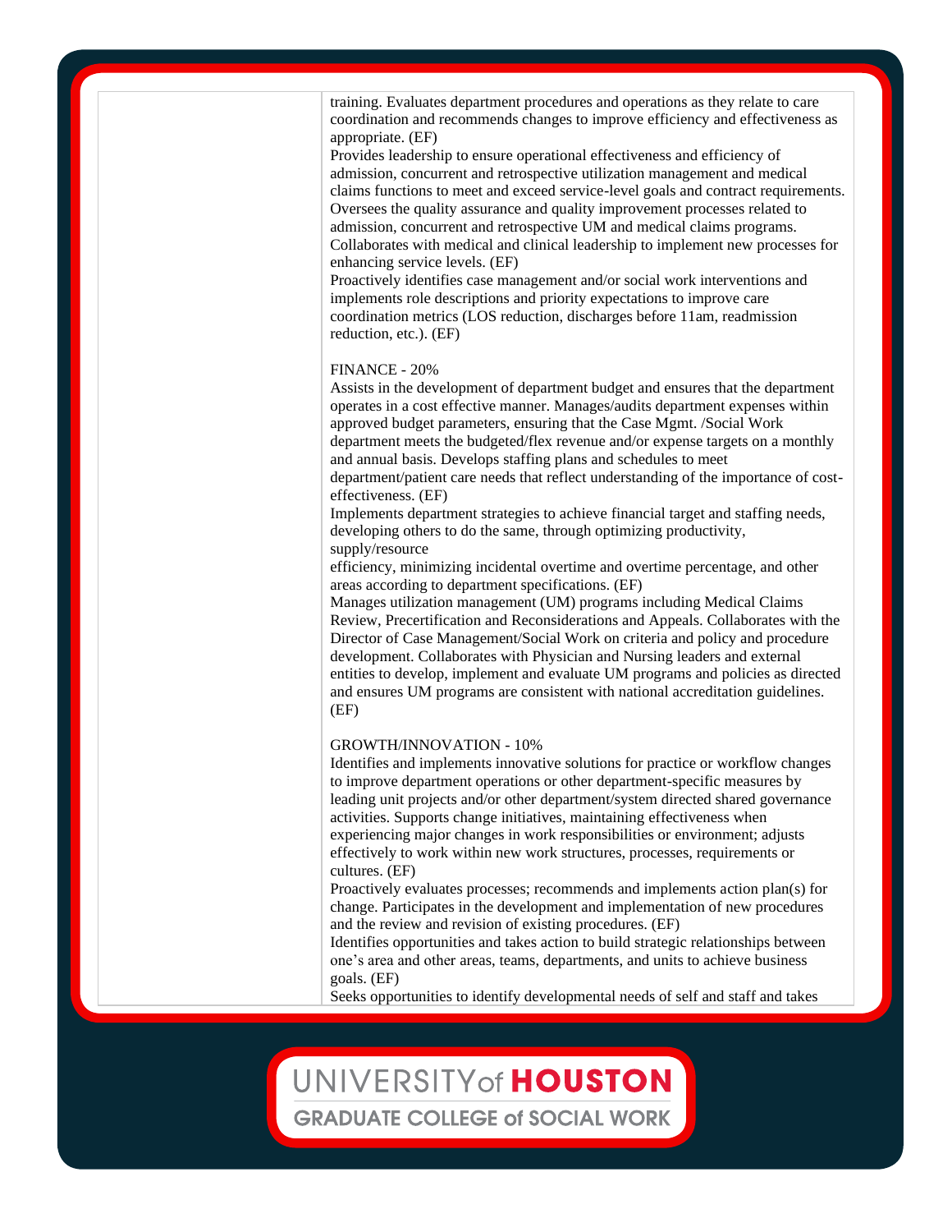| | |
|---|---|
| | training. Evaluates department procedures and operations as they relate to care coordination and recommends changes to improve efficiency and effectiveness as appropriate. (EF)<br>Provides leadership to ensure operational effectiveness and efficiency of admission, concurrent and retrospective utilization management and medical claims functions to meet and exceed service-level goals and contract requirements. Oversees the quality assurance and quality improvement processes related to admission, concurrent and retrospective UM and medical claims programs. Collaborates with medical and clinical leadership to implement new processes for enhancing service levels. (EF)<br>Proactively identifies case management and/or social work interventions and implements role descriptions and priority expectations to improve care coordination metrics (LOS reduction, discharges before 11am, readmission reduction, etc.). (EF)<br><br>FINANCE - 20%<br>Assists in the development of department budget and ensures that the department operates in a cost effective manner. Manages/audits department expenses within approved budget parameters, ensuring that the Case Mgmt. /Social Work department meets the budgeted/flex revenue and/or expense targets on a monthly and annual basis. Develops staffing plans and schedules to meet department/patient care needs that reflect understanding of the importance of cost-effectiveness. (EF)<br>Implements department strategies to achieve financial target and staffing needs, developing others to do the same, through optimizing productivity, supply/resource efficiency, minimizing incidental overtime and overtime percentage, and other areas according to department specifications. (EF)<br>Manages utilization management (UM) programs including Medical Claims Review, Precertification and Reconsiderations and Appeals. Collaborates with the Director of Case Management/Social Work on criteria and policy and procedure development. Collaborates with Physician and Nursing leaders and external entities to develop, implement and evaluate UM programs and policies as directed and ensures UM programs are consistent with national accreditation guidelines. (EF)<br><br>GROWTH/INNOVATION - 10%<br>Identifies and implements innovative solutions for practice or workflow changes to improve department operations or other department-specific measures by leading unit projects and/or other department/system directed shared governance activities. Supports change initiatives, maintaining effectiveness when experiencing major changes in work responsibilities or environment; adjusts effectively to work within new work structures, processes, requirements or cultures. (EF)<br>Proactively evaluates processes; recommends and implements action plan(s) for change. Participates in the development and implementation of new procedures and the review and revision of existing procedures. (EF)<br>Identifies opportunities and takes action to build strategic relationships between one's area and other areas, teams, departments, and units to achieve business goals. (EF)<br>Seeks opportunities to identify developmental needs of self and staff and takes |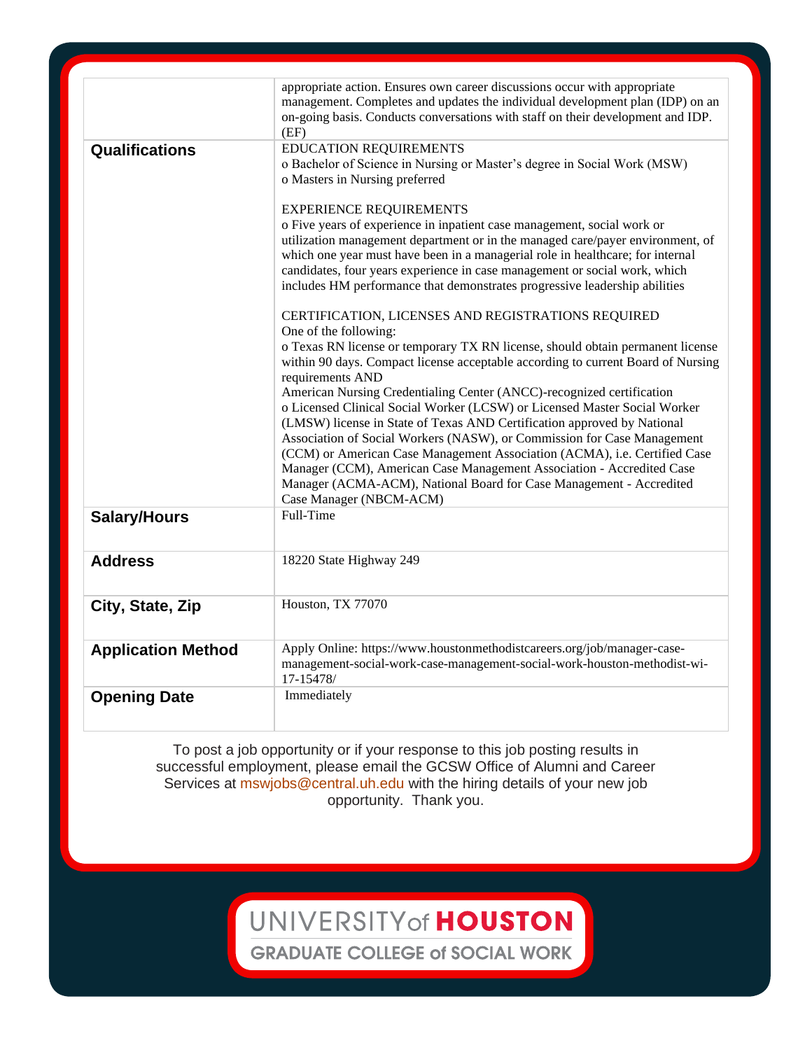| | |
|---|---|
| | appropriate action. Ensures own career discussions occur with appropriate management. Completes and updates the individual development plan (IDP) on an on-going basis. Conducts conversations with staff on their development and IDP. (EF) |
| **Qualifications** | EDUCATION REQUIREMENTS<br>o Bachelor of Science in Nursing or Master's degree in Social Work (MSW)<br>o Masters in Nursing preferred<br><br>EXPERIENCE REQUIREMENTS<br>o Five years of experience in inpatient case management, social work or utilization management department or in the managed care/payer environment, of which one year must have been in a managerial role in healthcare; for internal candidates, four years experience in case management or social work, which includes HM performance that demonstrates progressive leadership abilities<br><br>CERTIFICATION, LICENSES AND REGISTRATIONS REQUIRED<br>One of the following:<br>o Texas RN license or temporary TX RN license, should obtain permanent license within 90 days. Compact license acceptable according to current Board of Nursing requirements AND<br>American Nursing Credentialing Center (ANCC)-recognized certification<br>o Licensed Clinical Social Worker (LCSW) or Licensed Master Social Worker (LMSW) license in State of Texas AND Certification approved by National Association of Social Workers (NASW), or Commission for Case Management (CCM) or American Case Management Association (ACMA), i.e. Certified Case Manager (CCM), American Case Management Association - Accredited Case Manager (ACMA-ACM), National Board for Case Management - Accredited Case Manager (NBCM-ACM) |
| **Salary/Hours** | Full-Time |
| **Address** | 18220 State Highway 249 |
| **City, State, Zip** | Houston, TX 77070 |
| **Application Method** | Apply Online: https://www.houstonmethodistcareers.org/job/manager-case-management-social-work-case-management-social-work-houston-methodist-wi-17-15478/ |
| **Opening Date** | Immediately |

To post a job opportunity or if your response to this job posting results in successful employment, please email the GCSW Office of Alumni and Career Services at mswjobs@central.uh.edu with the hiring details of your new job opportunity. Thank you.

UNIVERSITY of HOUSTON
GRADUATE COLLEGE of SOCIAL WORK